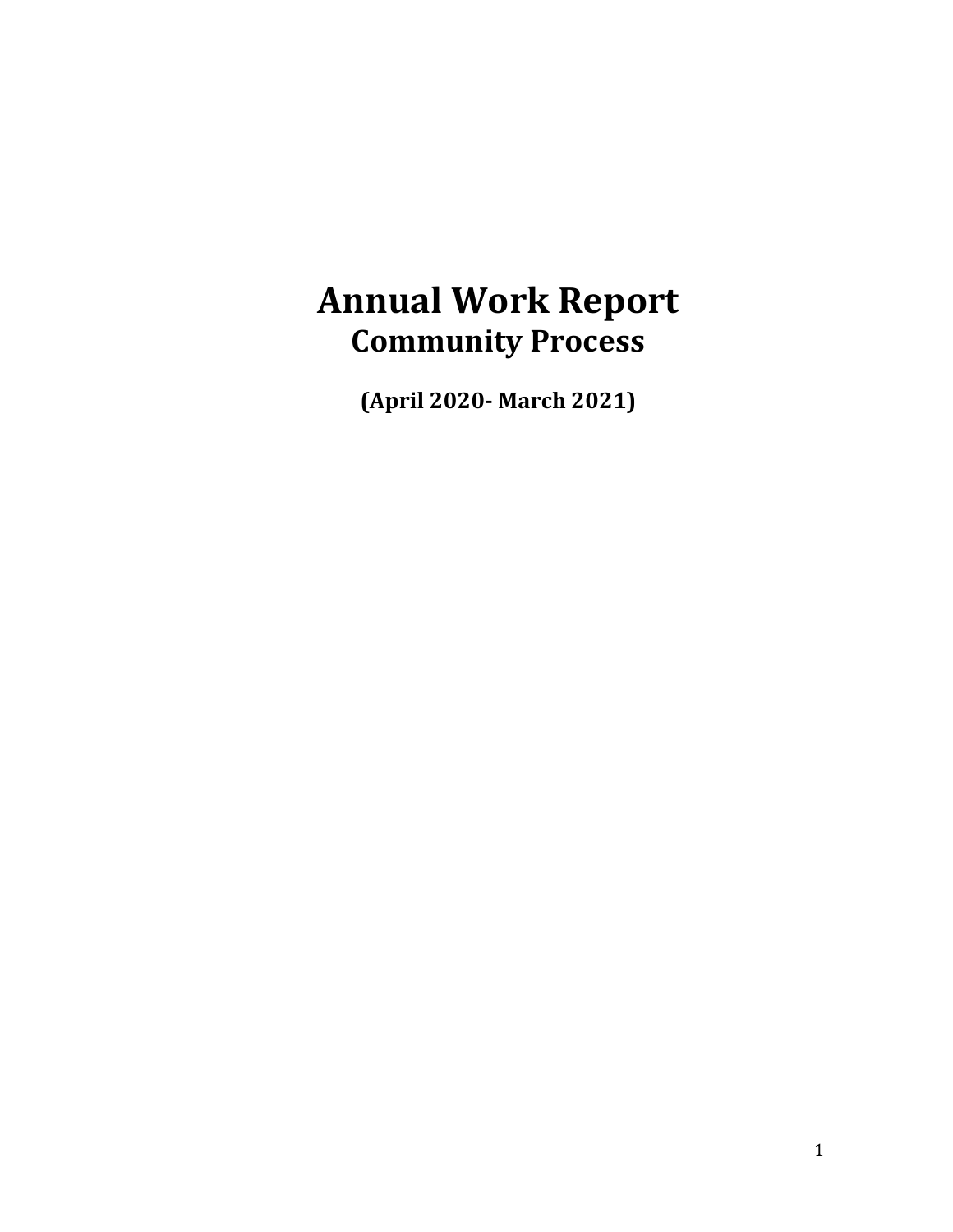# Annual Work Report

## Community Process

**(April 2020- March 2021)**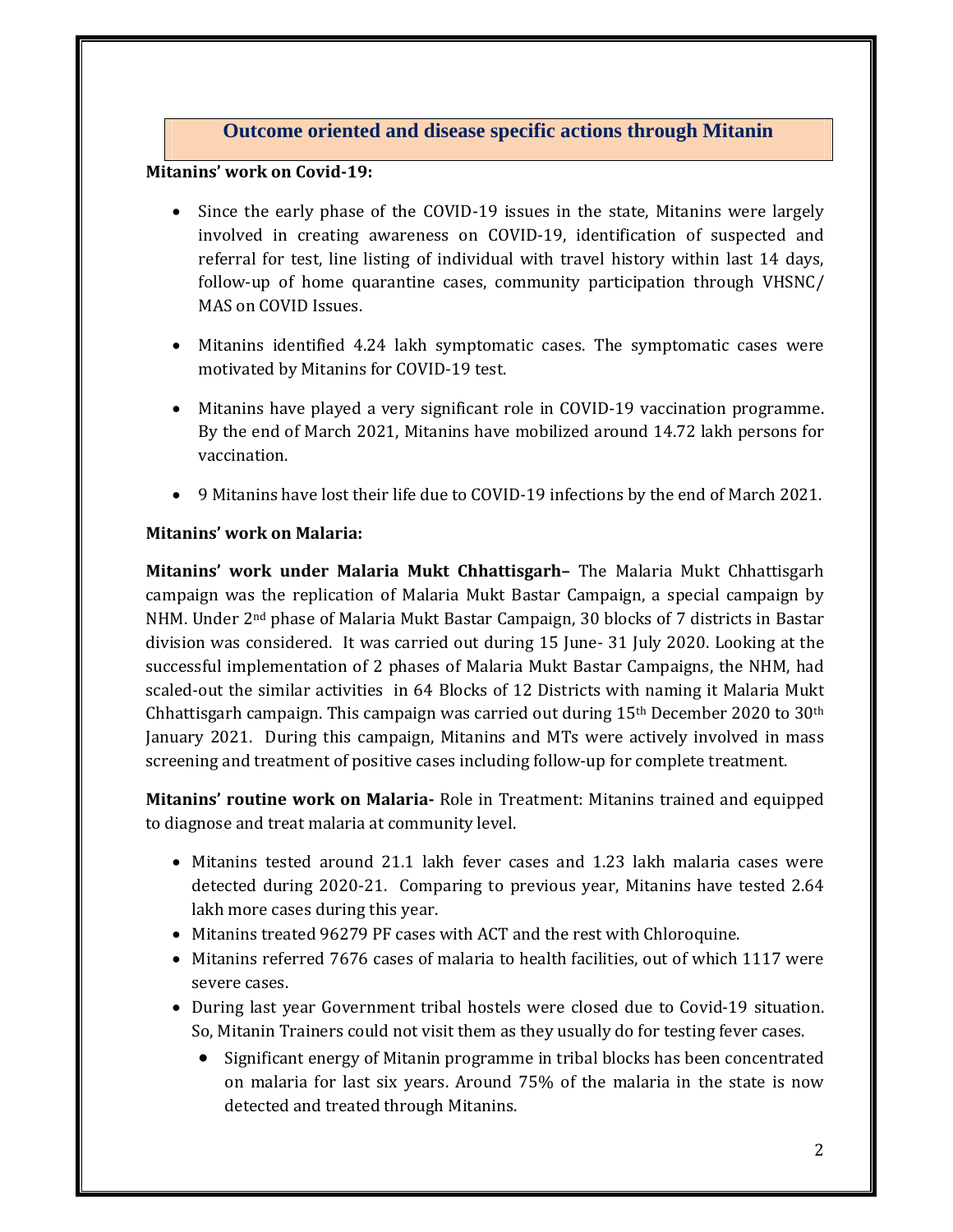## Outcome oriented and disease specific actions through Mitanin

**Mitanins' work on Covid-19:**

- Since the early phase of the COVID-19 issues in the state, Mitanins were largely involved in creating awareness on COVID-19, identification of suspected and referral for test, line listing of individual with travel history within last 14 days, follow-up of home quarantine cases, community participation through VHSNC/ MAS on COVID Issues.
- Mitanins identified 4.24 lakh symptomatic cases. The symptomatic cases were motivated by Mitanins for COVID-19 test.
- Mitanins have played a very significant role in COVID-19 vaccination programme. By the end of March 2021, Mitanins have mobilized around 14.72 lakh persons for vaccination.
- 9 Mitanins have lost their life due to COVID-19 infections by the end of March 2021.

**Mitanins' work on Malaria:**

**Mitanins' work under Malaria Mukt Chhattisgarh–** The Malaria Mukt Chhattisgarh campaign was the replication of Malaria Mukt Bastar Campaign, a special campaign by NHM. Under 2nd phase of Malaria Mukt Bastar Campaign, 30 blocks of 7 districts in Bastar division was considered. It was carried out during 15 June- 31 July 2020. Looking at the successful implementation of 2 phases of Malaria Mukt Bastar Campaigns, the NHM, had scaled-out the similar activities in 64 Blocks of 12 Districts with naming it Malaria Mukt Chhattisgarh campaign. This campaign was carried out during 15th December 2020 to 30th January 2021. During this campaign, Mitanins and MTs were actively involved in mass screening and treatment of positive cases including follow-up for complete treatment.

**Mitanins' routine work on Malaria-** Role in Treatment: Mitanins trained and equipped to diagnose and treat malaria at community level.

- Mitanins tested around 21.1 lakh fever cases and 1.23 lakh malaria cases were detected during 2020-21. Comparing to previous year, Mitanins have tested 2.64 lakh more cases during this year.
- Mitanins treated 96279 PF cases with ACT and the rest with Chloroquine.
- Mitanins referred 7676 cases of malaria to health facilities, out of which 1117 were severe cases.
- During last year Government tribal hostels were closed due to Covid-19 situation. So, Mitanin Trainers could not visit them as they usually do for testing fever cases.
  - Significant energy of Mitanin programme in tribal blocks has been concentrated on malaria for last six years. Around 75% of the malaria in the state is now detected and treated through Mitanins.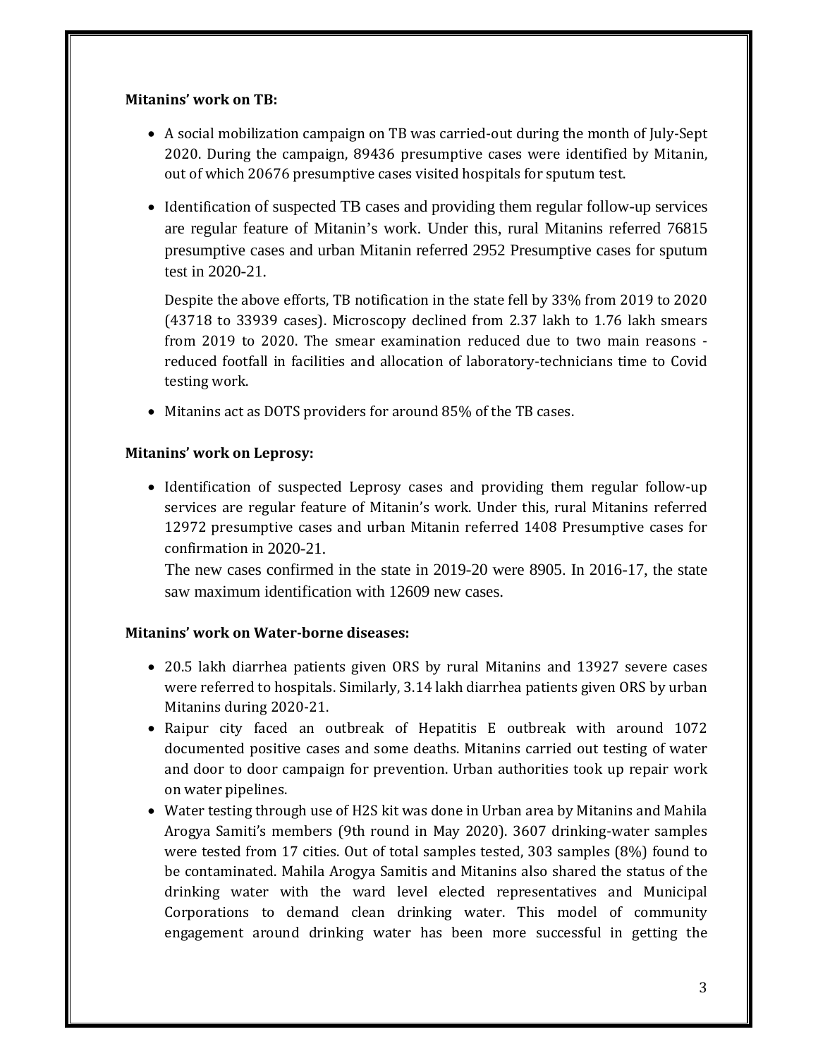**Mitanins' work on TB:**

- A social mobilization campaign on TB was carried-out during the month of July-Sept 2020. During the campaign, 89436 presumptive cases were identified by Mitanin, out of which 20676 presumptive cases visited hospitals for sputum test.
- Identification of suspected TB cases and providing them regular follow-up services are regular feature of Mitanin's work. Under this, rural Mitanins referred 76815 presumptive cases and urban Mitanin referred 2952 Presumptive cases for sputum test in 2020-21.

  Despite the above efforts, TB notification in the state fell by 33% from 2019 to 2020 (43718 to 33939 cases). Microscopy declined from 2.37 lakh to 1.76 lakh smears from 2019 to 2020. The smear examination reduced due to two main reasons - reduced footfall in facilities and allocation of laboratory-technicians time to Covid testing work.
- Mitanins act as DOTS providers for around 85% of the TB cases.

**Mitanins' work on Leprosy:**

- Identification of suspected Leprosy cases and providing them regular follow-up services are regular feature of Mitanin's work. Under this, rural Mitanins referred 12972 presumptive cases and urban Mitanin referred 1408 Presumptive cases for confirmation in 2020-21.

  The new cases confirmed in the state in 2019-20 were 8905. In 2016-17, the state saw maximum identification with 12609 new cases.

**Mitanins' work on Water-borne diseases:**

- 20.5 lakh diarrhea patients given ORS by rural Mitanins and 13927 severe cases were referred to hospitals. Similarly, 3.14 lakh diarrhea patients given ORS by urban Mitanins during 2020-21.
- Raipur city faced an outbreak of Hepatitis E outbreak with around 1072 documented positive cases and some deaths. Mitanins carried out testing of water and door to door campaign for prevention. Urban authorities took up repair work on water pipelines.
- Water testing through use of $H_2S$ kit was done in Urban area by Mitanins and Mahila Arogya Samiti's members (9th round in May 2020). 3607 drinking-water samples were tested from 17 cities. Out of total samples tested, 303 samples (8%) found to be contaminated. Mahila Arogya Samitis and Mitanins also shared the status of the drinking water with the ward level elected representatives and Municipal Corporations to demand clean drinking water. This model of community engagement around drinking water has been more successful in getting the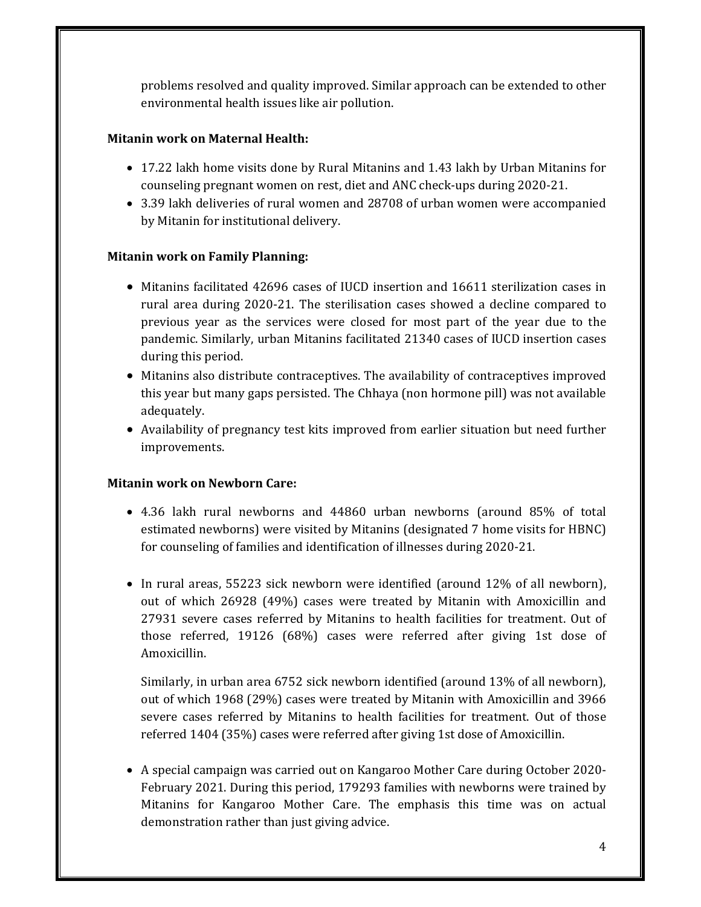problems resolved and quality improved. Similar approach can be extended to other environmental health issues like air pollution.

**Mitanin work on Maternal Health:**

- 17.22 lakh home visits done by Rural Mitanins and 1.43 lakh by Urban Mitanins for counseling pregnant women on rest, diet and ANC check-ups during 2020-21.
- 3.39 lakh deliveries of rural women and 28708 of urban women were accompanied by Mitanin for institutional delivery.

**Mitanin work on Family Planning:**

- Mitanins facilitated 42696 cases of IUCD insertion and 16611 sterilization cases in rural area during 2020-21. The sterilisation cases showed a decline compared to previous year as the services were closed for most part of the year due to the pandemic. Similarly, urban Mitanins facilitated 21340 cases of IUCD insertion cases during this period.
- Mitanins also distribute contraceptives. The availability of contraceptives improved this year but many gaps persisted. The Chhaya (non hormone pill) was not available adequately.
- Availability of pregnancy test kits improved from earlier situation but need further improvements.

**Mitanin work on Newborn Care:**

- 4.36 lakh rural newborns and 44860 urban newborns (around 85% of total estimated newborns) were visited by Mitanins (designated 7 home visits for HBNC) for counseling of families and identification of illnesses during 2020-21.

- In rural areas, 55223 sick newborn were identified (around 12% of all newborn), out of which 26928 (49%) cases were treated by Mitanin with Amoxicillin and 27931 severe cases referred by Mitanins to health facilities for treatment. Out of those referred, 19126 (68%) cases were referred after giving 1st dose of Amoxicillin.

  Similarly, in urban area 6752 sick newborn identified (around 13% of all newborn), out of which 1968 (29%) cases were treated by Mitanin with Amoxicillin and 3966 severe cases referred by Mitanins to health facilities for treatment. Out of those referred 1404 (35%) cases were referred after giving 1st dose of Amoxicillin.

- A special campaign was carried out on Kangaroo Mother Care during October 2020-February 2021. During this period, 179293 families with newborns were trained by Mitanins for Kangaroo Mother Care. The emphasis this time was on actual demonstration rather than just giving advice.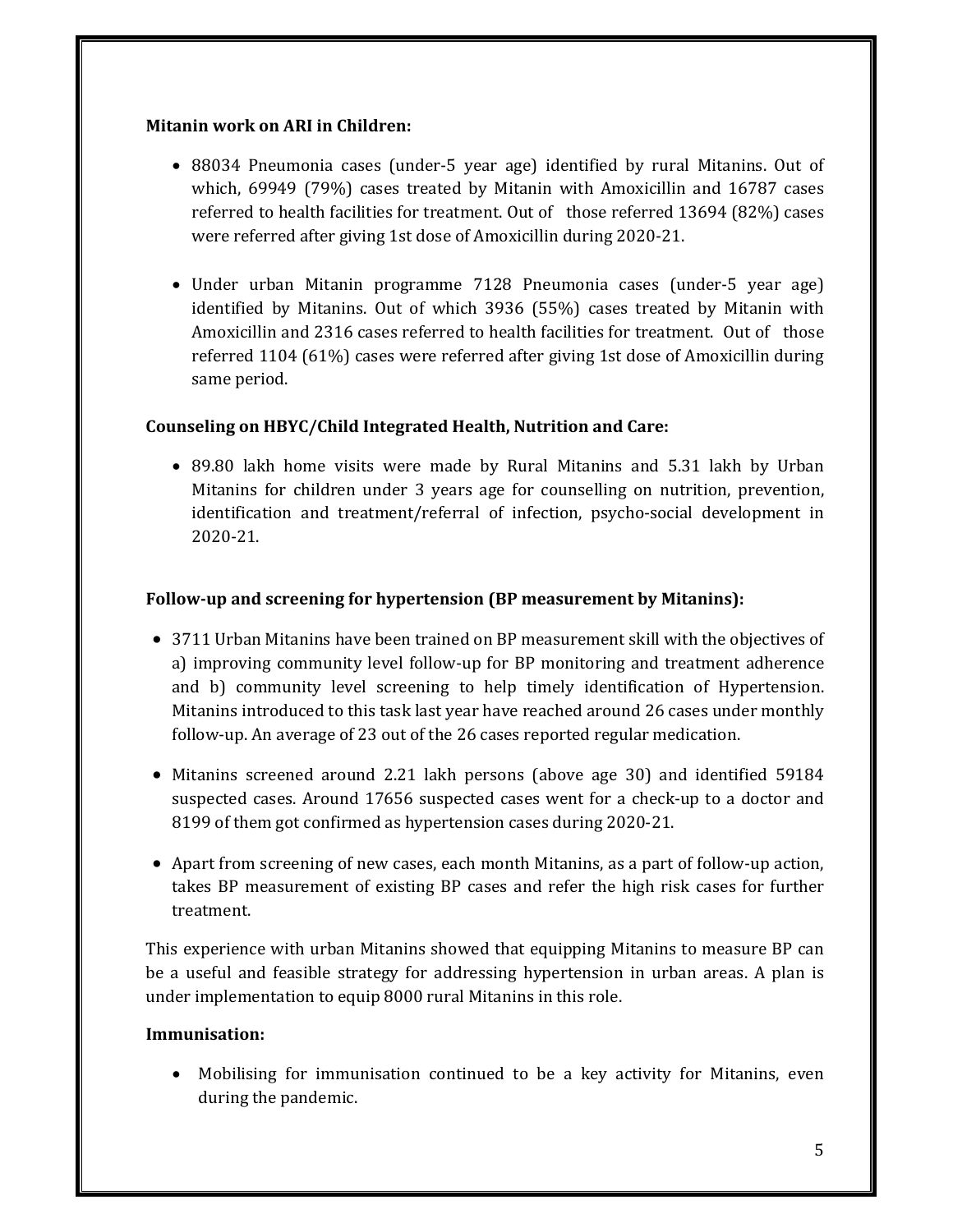**Mitanin work on ARI in Children:**

- 88034 Pneumonia cases (under-5 year age) identified by rural Mitanins. Out of which, 69949 (79%) cases treated by Mitanin with Amoxicillin and 16787 cases referred to health facilities for treatment. Out of those referred 13694 (82%) cases were referred after giving 1st dose of Amoxicillin during 2020-21.

- Under urban Mitanin programme 7128 Pneumonia cases (under-5 year age) identified by Mitanins. Out of which 3936 (55%) cases treated by Mitanin with Amoxicillin and 2316 cases referred to health facilities for treatment. Out of those referred 1104 (61%) cases were referred after giving 1st dose of Amoxicillin during same period.

**Counseling on HBYC/Child Integrated Health, Nutrition and Care:**

- 89.80 lakh home visits were made by Rural Mitanins and 5.31 lakh by Urban Mitanins for children under 3 years age for counselling on nutrition, prevention, identification and treatment/referral of infection, psycho-social development in 2020-21.

**Follow-up and screening for hypertension (BP measurement by Mitanins):**

- 3711 Urban Mitanins have been trained on BP measurement skill with the objectives of a) improving community level follow-up for BP monitoring and treatment adherence and b) community level screening to help timely identification of Hypertension. Mitanins introduced to this task last year have reached around 26 cases under monthly follow-up. An average of 23 out of the 26 cases reported regular medication.

- Mitanins screened around 2.21 lakh persons (above age 30) and identified 59184 suspected cases. Around 17656 suspected cases went for a check-up to a doctor and 8199 of them got confirmed as hypertension cases during 2020-21.

- Apart from screening of new cases, each month Mitanins, as a part of follow-up action, takes BP measurement of existing BP cases and refer the high risk cases for further treatment.

This experience with urban Mitanins showed that equipping Mitanins to measure BP can be a useful and feasible strategy for addressing hypertension in urban areas. A plan is under implementation to equip 8000 rural Mitanins in this role.

**Immunisation:**

- Mobilising for immunisation continued to be a key activity for Mitanins, even during the pandemic.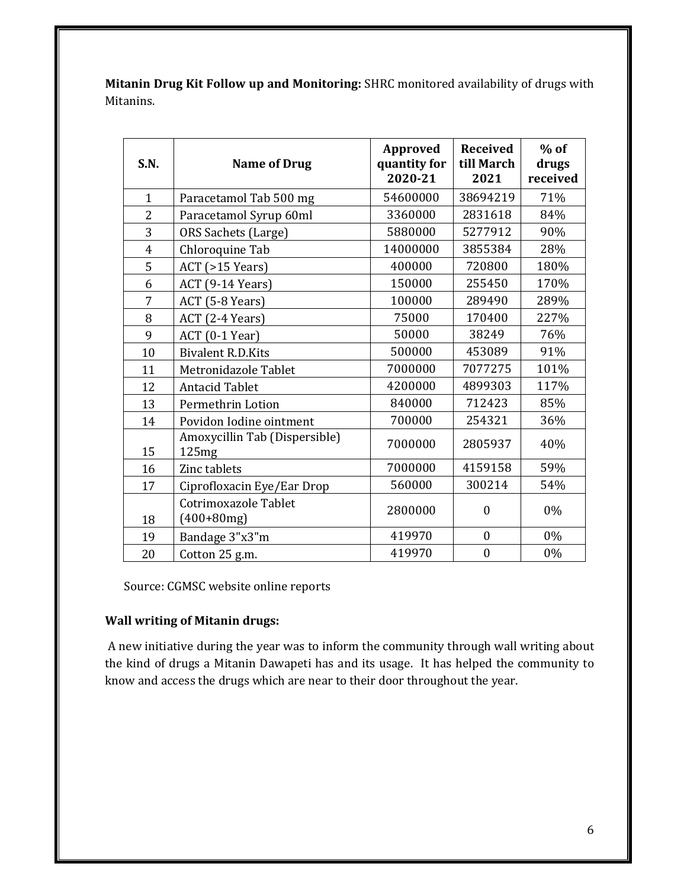**Mitanin Drug Kit Follow up and Monitoring:** SHRC monitored availability of drugs with Mitanins.

| S.N. | Name of Drug | Approved quantity for 2020-21 | Received till March 2021 | % of drugs received |
|---|---|---|---|---|
| 1 | Paracetamol Tab 500 mg | 54600000 | 38694219 | 71% |
| 2 | Paracetamol Syrup 60ml | 3360000 | 2831618 | 84% |
| 3 | ORS Sachets (Large) | 5880000 | 5277912 | 90% |
| 4 | Chloroquine Tab | 14000000 | 3855384 | 28% |
| 5 | ACT (>15 Years) | 400000 | 720800 | 180% |
| 6 | ACT (9-14 Years) | 150000 | 255450 | 170% |
| 7 | ACT (5-8 Years) | 100000 | 289490 | 289% |
| 8 | ACT (2-4 Years) | 75000 | 170400 | 227% |
| 9 | ACT (0-1 Year) | 50000 | 38249 | 76% |
| 10 | Bivalent R.D.Kits | 500000 | 453089 | 91% |
| 11 | Metronidazole Tablet | 7000000 | 7077275 | 101% |
| 12 | Antacid Tablet | 4200000 | 4899303 | 117% |
| 13 | Permethrin Lotion | 840000 | 712423 | 85% |
| 14 | Povidon Iodine ointment | 700000 | 254321 | 36% |
| 15 | Amoxycillin Tab (Dispersible) 125mg | 7000000 | 2805937 | 40% |
| 16 | Zinc tablets | 7000000 | 4159158 | 59% |
| 17 | Ciprofloxacin Eye/Ear Drop | 560000 | 300214 | 54% |
| 18 | Cotrimoxazole Tablet (400+80mg) | 2800000 | 0 | 0% |
| 19 | Bandage 3"x3"m | 419970 | 0 | 0% |
| 20 | Cotton 25 g.m. | 419970 | 0 | 0% |

Source: CGMSC website online reports

**Wall writing of Mitanin drugs:**

A new initiative during the year was to inform the community through wall writing about the kind of drugs a Mitanin Dawapeti has and its usage. It has helped the community to know and access the drugs which are near to their door throughout the year.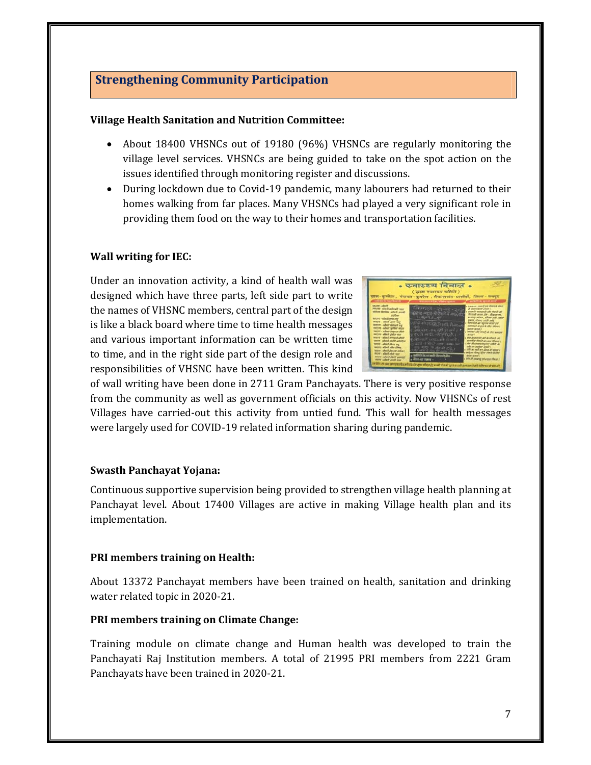## Strengthening Community Participation

**Village Health Sanitation and Nutrition Committee:**

- About 18400 VHSNCs out of 19180 (96%) VHSNCs are regularly monitoring the village level services. VHSNCs are being guided to take on the spot action on the issues identified through monitoring register and discussions.
- During lockdown due to Covid-19 pandemic, many labourers had returned to their homes walking from far places. Many VHSNCs had played a very significant role in providing them food on the way to their homes and transportation facilities.

**Wall writing for IEC:**

Under an innovation activity, a kind of health wall was designed which have three parts, left side part to write the names of VHSNC members, central part of the design is like a black board where time to time health messages and various important information can be written time to time, and in the right side part of the design role and responsibilities of VHSNC have been written. This kind of wall writing have been done in 2711 Gram Panchayats. There is very positive response from the community as well as government officials on this activity. Now VHSNCs of rest Villages have carried-out this activity from untied fund. This wall for health messages were largely used for COVID-19 related information sharing during pandemic.

**Swasth Panchayat Yojana:**

Continuous supportive supervision being provided to strengthen village health planning at Panchayat level. About 17400 Villages are active in making Village health plan and its implementation.

**PRI members training on Health:**

About 13372 Panchayat members have been trained on health, sanitation and drinking water related topic in 2020-21.

**PRI members training on Climate Change:**

Training module on climate change and Human health was developed to train the Panchayati Raj Institution members. A total of 21995 PRI members from 2221 Gram Panchayats have been trained in 2020-21.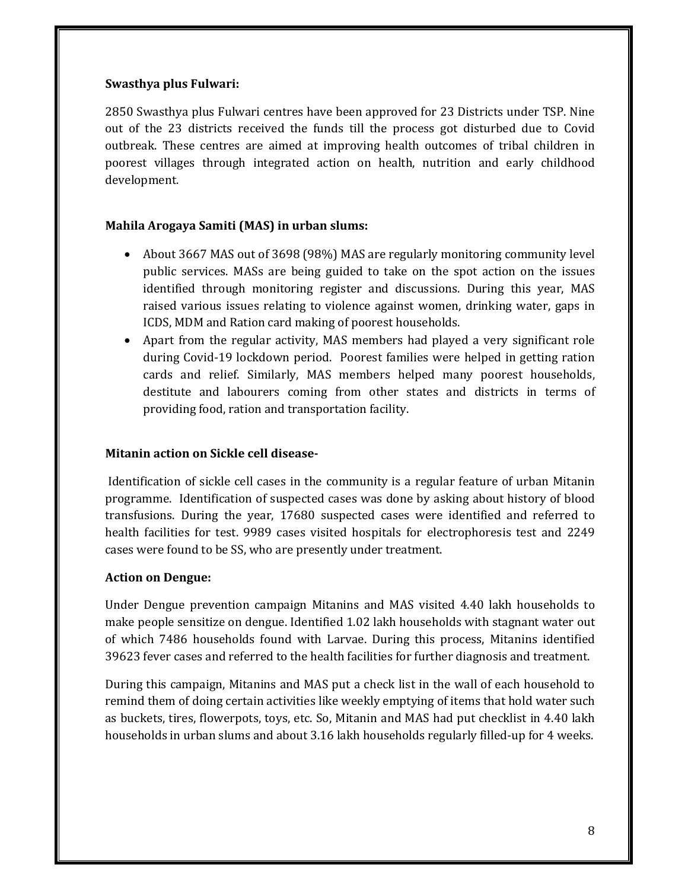**Swasthya plus Fulwari:**

2850 Swasthya plus Fulwari centres have been approved for 23 Districts under TSP. Nine out of the 23 districts received the funds till the process got disturbed due to Covid outbreak. These centres are aimed at improving health outcomes of tribal children in poorest villages through integrated action on health, nutrition and early childhood development.

**Mahila Arogaya Samiti (MAS) in urban slums:**

- About 3667 MAS out of 3698 (98%) MAS are regularly monitoring community level public services. MASs are being guided to take on the spot action on the issues identified through monitoring register and discussions. During this year, MAS raised various issues relating to violence against women, drinking water, gaps in ICDS, MDM and Ration card making of poorest households.
- Apart from the regular activity, MAS members had played a very significant role during Covid-19 lockdown period. Poorest families were helped in getting ration cards and relief. Similarly, MAS members helped many poorest households, destitute and labourers coming from other states and districts in terms of providing food, ration and transportation facility.

**Mitanin action on Sickle cell disease-**

Identification of sickle cell cases in the community is a regular feature of urban Mitanin programme. Identification of suspected cases was done by asking about history of blood transfusions. During the year, 17680 suspected cases were identified and referred to health facilities for test. 9989 cases visited hospitals for electrophoresis test and 2249 cases were found to be SS, who are presently under treatment.

**Action on Dengue:**

Under Dengue prevention campaign Mitanins and MAS visited 4.40 lakh households to make people sensitize on dengue. Identified 1.02 lakh households with stagnant water out of which 7486 households found with Larvae. During this process, Mitanins identified 39623 fever cases and referred to the health facilities for further diagnosis and treatment.

During this campaign, Mitanins and MAS put a check list in the wall of each household to remind them of doing certain activities like weekly emptying of items that hold water such as buckets, tires, flowerpots, toys, etc. So, Mitanin and MAS had put checklist in 4.40 lakh households in urban slums and about 3.16 lakh households regularly filled-up for 4 weeks.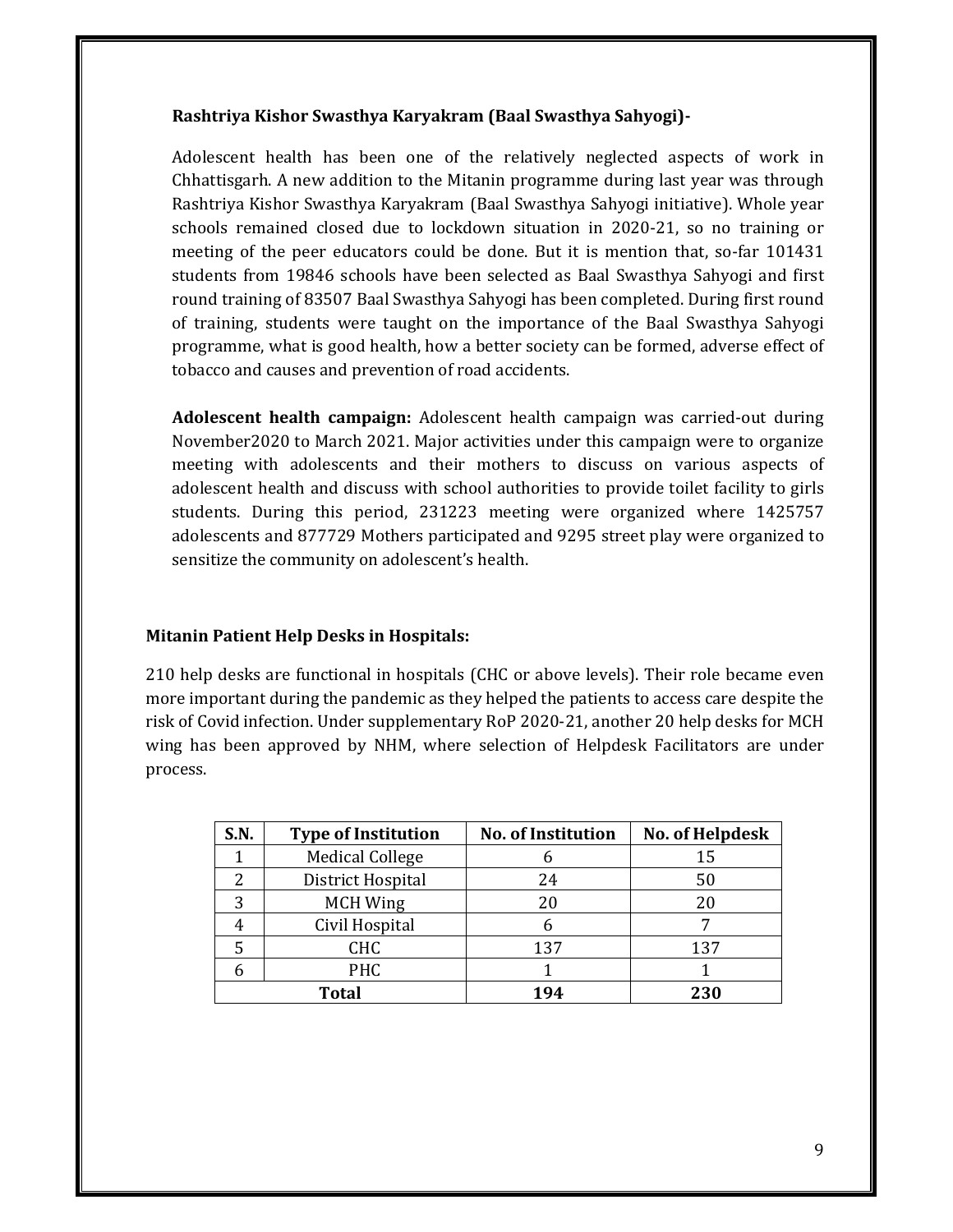**Rashtriya Kishor Swasthya Karyakram (Baal Swasthya Sahyogi)-**

Adolescent health has been one of the relatively neglected aspects of work in Chhattisgarh. A new addition to the Mitanin programme during last year was through Rashtriya Kishor Swasthya Karyakram (Baal Swasthya Sahyogi initiative). Whole year schools remained closed due to lockdown situation in 2020-21, so no training or meeting of the peer educators could be done. But it is mention that, so-far 101431 students from 19846 schools have been selected as Baal Swasthya Sahyogi and first round training of 83507 Baal Swasthya Sahyogi has been completed. During first round of training, students were taught on the importance of the Baal Swasthya Sahyogi programme, what is good health, how a better society can be formed, adverse effect of tobacco and causes and prevention of road accidents.

**Adolescent health campaign:** Adolescent health campaign was carried-out during November2020 to March 2021. Major activities under this campaign were to organize meeting with adolescents and their mothers to discuss on various aspects of adolescent health and discuss with school authorities to provide toilet facility to girls students. During this period, 231223 meeting were organized where 1425757 adolescents and 877729 Mothers participated and 9295 street play were organized to sensitize the community on adolescent's health.

**Mitanin Patient Help Desks in Hospitals:**

210 help desks are functional in hospitals (CHC or above levels). Their role became even more important during the pandemic as they helped the patients to access care despite the risk of Covid infection. Under supplementary RoP 2020-21, another 20 help desks for MCH wing has been approved by NHM, where selection of Helpdesk Facilitators are under process.

| S.N. | Type of Institution | No. of Institution | No. of Helpdesk |
|---|---|---|---|
| 1 | Medical College | 6 | 15 |
| 2 | District Hospital | 24 | 50 |
| 3 | MCH Wing | 20 | 20 |
| 4 | Civil Hospital | 6 | 7 |
| 5 | CHC | 137 | 137 |
| 6 | PHC | 1 | 1 |
| **Total** | | **194** | **230** |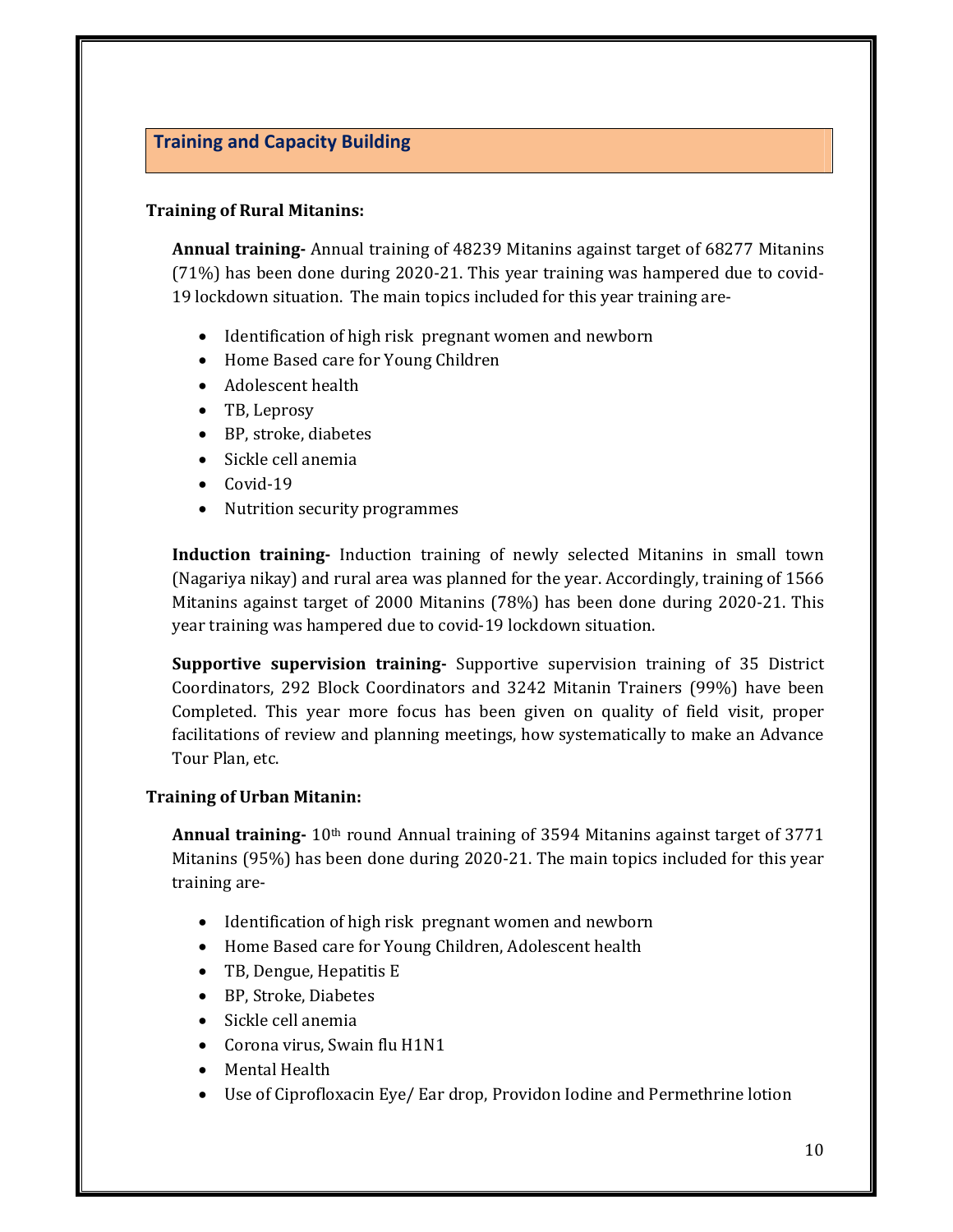## Training and Capacity Building

### Training of Rural Mitanins:

**Annual training-** Annual training of 48239 Mitanins against target of 68277 Mitanins (71%) has been done during 2020-21. This year training was hampered due to covid-19 lockdown situation. The main topics included for this year training are-

- Identification of high risk pregnant women and newborn
- Home Based care for Young Children
- Adolescent health
- TB, Leprosy
- BP, stroke, diabetes
- Sickle cell anemia
- Covid-19
- Nutrition security programmes

**Induction training-** Induction training of newly selected Mitanins in small town (Nagariya nikay) and rural area was planned for the year. Accordingly, training of 1566 Mitanins against target of 2000 Mitanins (78%) has been done during 2020-21. This year training was hampered due to covid-19 lockdown situation.

**Supportive supervision training-** Supportive supervision training of 35 District Coordinators, 292 Block Coordinators and 3242 Mitanin Trainers (99%) have been Completed. This year more focus has been given on quality of field visit, proper facilitations of review and planning meetings, how systematically to make an Advance Tour Plan, etc.

### Training of Urban Mitanin:

**Annual training-** 10th round Annual training of 3594 Mitanins against target of 3771 Mitanins (95%) has been done during 2020-21. The main topics included for this year training are-

- Identification of high risk pregnant women and newborn
- Home Based care for Young Children, Adolescent health
- TB, Dengue, Hepatitis E
- BP, Stroke, Diabetes
- Sickle cell anemia
- Corona virus, Swain flu H1N1
- Mental Health
- Use of Ciprofloxacin Eye/ Ear drop, Providon Iodine and Permethrine lotion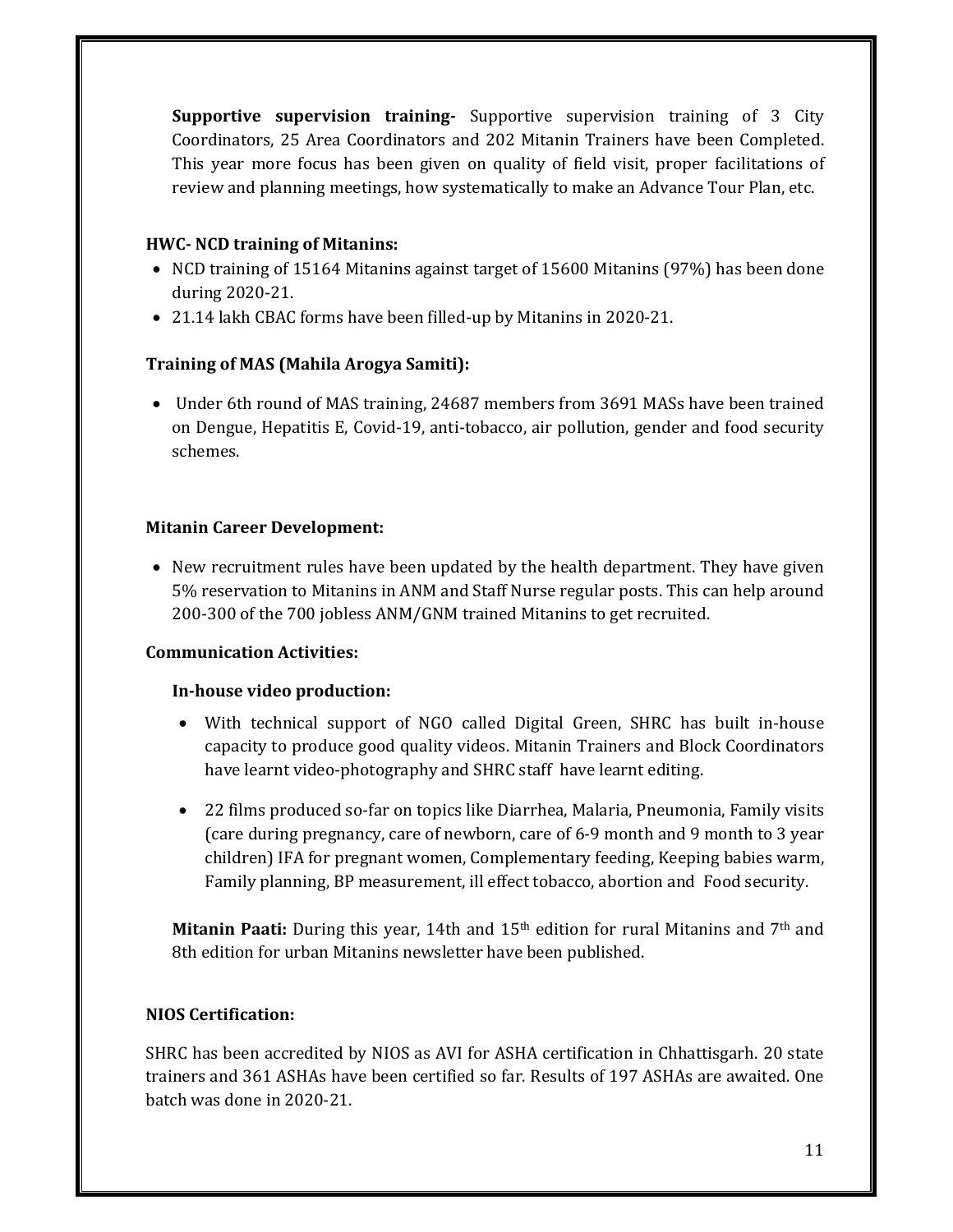**Supportive supervision training-** Supportive supervision training of 3 City Coordinators, 25 Area Coordinators and 202 Mitanin Trainers have been Completed. This year more focus has been given on quality of field visit, proper facilitations of review and planning meetings, how systematically to make an Advance Tour Plan, etc.

**HWC- NCD training of Mitanins:**

- NCD training of 15164 Mitanins against target of 15600 Mitanins (97%) has been done during 2020-21.
- 21.14 lakh CBAC forms have been filled-up by Mitanins in 2020-21.

**Training of MAS (Mahila Arogya Samiti):**

- Under 6th round of MAS training, 24687 members from 3691 MASs have been trained on Dengue, Hepatitis E, Covid-19, anti-tobacco, air pollution, gender and food security schemes.

**Mitanin Career Development:**

- New recruitment rules have been updated by the health department. They have given 5% reservation to Mitanins in ANM and Staff Nurse regular posts. This can help around 200-300 of the 700 jobless ANM/GNM trained Mitanins to get recruited.

**Communication Activities:**

**In-house video production:**

- With technical support of NGO called Digital Green, SHRC has built in-house capacity to produce good quality videos. Mitanin Trainers and Block Coordinators have learnt video-photography and SHRC staff have learnt editing.
- 22 films produced so-far on topics like Diarrhea, Malaria, Pneumonia, Family visits (care during pregnancy, care of newborn, care of 6-9 month and 9 month to 3 year children) IFA for pregnant women, Complementary feeding, Keeping babies warm, Family planning, BP measurement, ill effect tobacco, abortion and Food security.

**Mitanin Paati:** During this year, 14th and 15th edition for rural Mitanins and 7th and 8th edition for urban Mitanins newsletter have been published.

**NIOS Certification:**

SHRC has been accredited by NIOS as AVI for ASHA certification in Chhattisgarh. 20 state trainers and 361 ASHAs have been certified so far. Results of 197 ASHAs are awaited. One batch was done in 2020-21.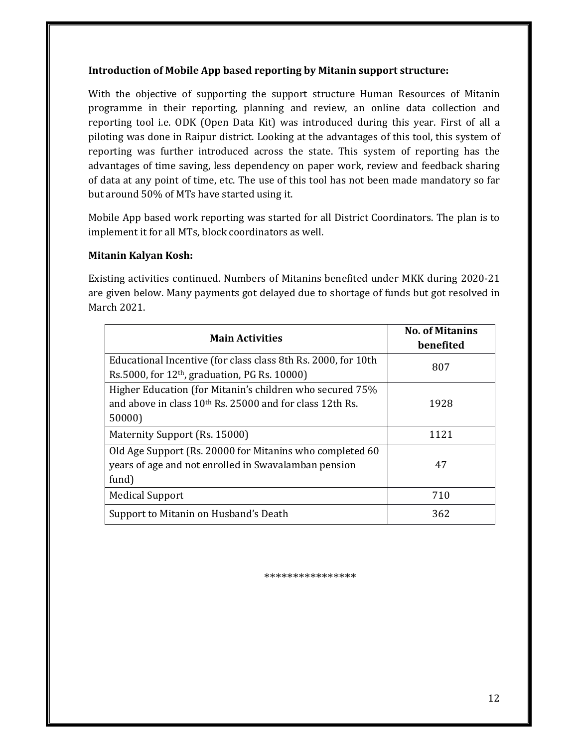**Introduction of Mobile App based reporting by Mitanin support structure:**

With the objective of supporting the support structure Human Resources of Mitanin programme in their reporting, planning and review, an online data collection and reporting tool i.e. ODK (Open Data Kit) was introduced during this year. First of all a piloting was done in Raipur district. Looking at the advantages of this tool, this system of reporting was further introduced across the state. This system of reporting has the advantages of time saving, less dependency on paper work, review and feedback sharing of data at any point of time, etc. The use of this tool has not been made mandatory so far but around 50% of MTs have started using it.

Mobile App based work reporting was started for all District Coordinators. The plan is to implement it for all MTs, block coordinators as well.

**Mitanin Kalyan Kosh:**

Existing activities continued. Numbers of Mitanins benefited under MKK during 2020-21 are given below. Many payments got delayed due to shortage of funds but got resolved in March 2021.

| Main Activities | No. of Mitanins benefited |
|---|---|
| Educational Incentive (for class class 8th Rs. 2000, for 10th Rs.5000, for 12th, graduation, PG Rs. 10000) | 807 |
| Higher Education (for Mitanin's children who secured 75% and above in class 10th Rs. 25000 and for class 12th Rs. 50000) | 1928 |
| Maternity Support (Rs. 15000) | 1121 |
| Old Age Support (Rs. 20000 for Mitanins who completed 60 years of age and not enrolled in Swavalamban pension fund) | 47 |
| Medical Support | 710 |
| Support to Mitanin on Husband's Death | 362 |

****************